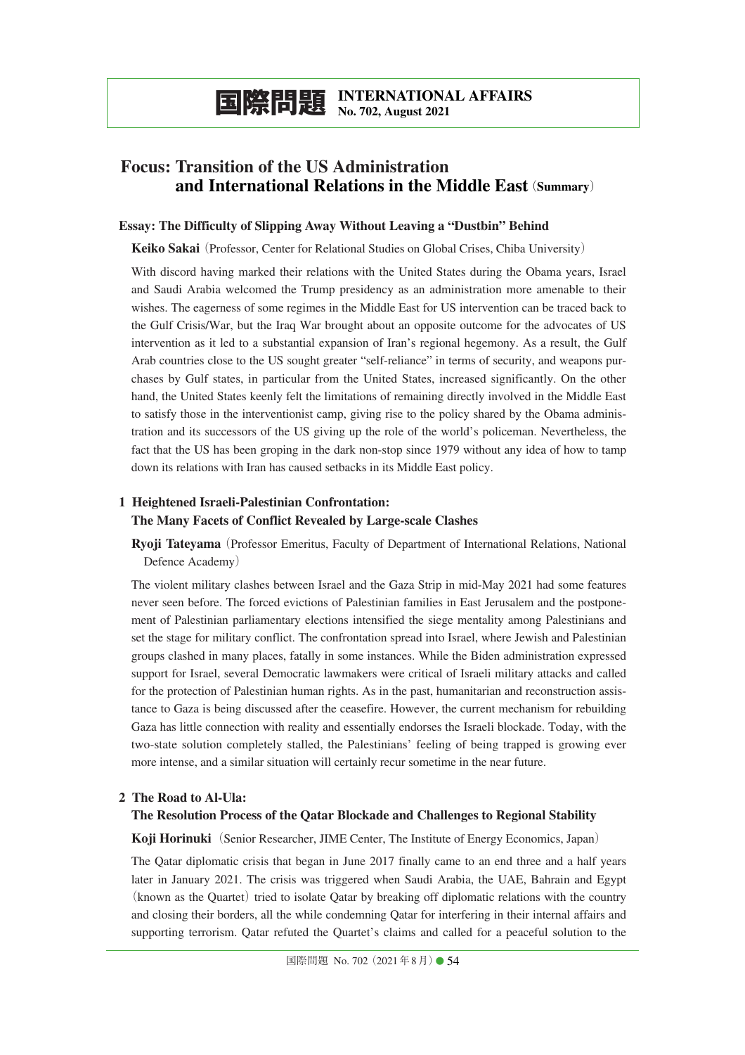# 国際問題 INTERNATIONAL AFFAIRS No. 702, August 2021

## Focus: Transition of the US Administration and International Relations in the Middle East (Summary)

### Essay: The Difficulty of Slipping Away Without Leaving a "Dustbin" Behind

**Keiko Sakai** (Professor, Center for Relational Studies on Global Crises, Chiba University)

With discord having marked their relations with the United States during the Obama years, Israel and Saudi Arabia welcomed the Trump presidency as an administration more amenable to their wishes. The eagerness of some regimes in the Middle East for US intervention can be traced back to the Gulf Crisis/War, but the Iraq War brought about an opposite outcome for the advocates of US intervention as it led to a substantial expansion of Iran's regional hegemony. As a result, the Gulf Arab countries close to the US sought greater "self-reliance" in terms of security, and weapons purchases by Gulf states, in particular from the United States, increased significantly. On the other hand, the United States keenly felt the limitations of remaining directly involved in the Middle East to satisfy those in the interventionist camp, giving rise to the policy shared by the Obama administration and its successors of the US giving up the role of the world's policeman. Nevertheless, the fact that the US has been groping in the dark non-stop since 1979 without any idea of how to tamp down its relations with Iran has caused setbacks in its Middle East policy.

### 1 Heightened Israeli-Palestinian Confrontation: The Many Facets of Conflict Revealed by Large-scale Clashes

**Ryoji Tateyama** (Professor Emeritus, Faculty of Department of International Relations, National Defence Academy)

The violent military clashes between Israel and the Gaza Strip in mid-May 2021 had some features never seen before. The forced evictions of Palestinian families in East Jerusalem and the postponement of Palestinian parliamentary elections intensified the siege mentality among Palestinians and set the stage for military conflict. The confrontation spread into Israel, where Jewish and Palestinian groups clashed in many places, fatally in some instances. While the Biden administration expressed support for Israel, several Democratic lawmakers were critical of Israeli military attacks and called for the protection of Palestinian human rights. As in the past, humanitarian and reconstruction assistance to Gaza is being discussed after the ceasefire. However, the current mechanism for rebuilding Gaza has little connection with reality and essentially endorses the Israeli blockade. Today, with the two-state solution completely stalled, the Palestinians' feeling of being trapped is growing ever more intense, and a similar situation will certainly recur sometime in the near future.

### 2 The Road to Al-Ula: The Resolution Process of the Qatar Blockade and Challenges to Regional Stability

**Koji Horinuki** (Senior Researcher, JIME Center, The Institute of Energy Economics, Japan)

The Qatar diplomatic crisis that began in June 2017 finally came to an end three and a half years later in January 2021. The crisis was triggered when Saudi Arabia, the UAE, Bahrain and Egypt (known as the Quartet) tried to isolate Qatar by breaking off diplomatic relations with the country and closing their borders, all the while condemning Qatar for interfering in their internal affairs and supporting terrorism. Qatar refuted the Quartet's claims and called for a peaceful solution to the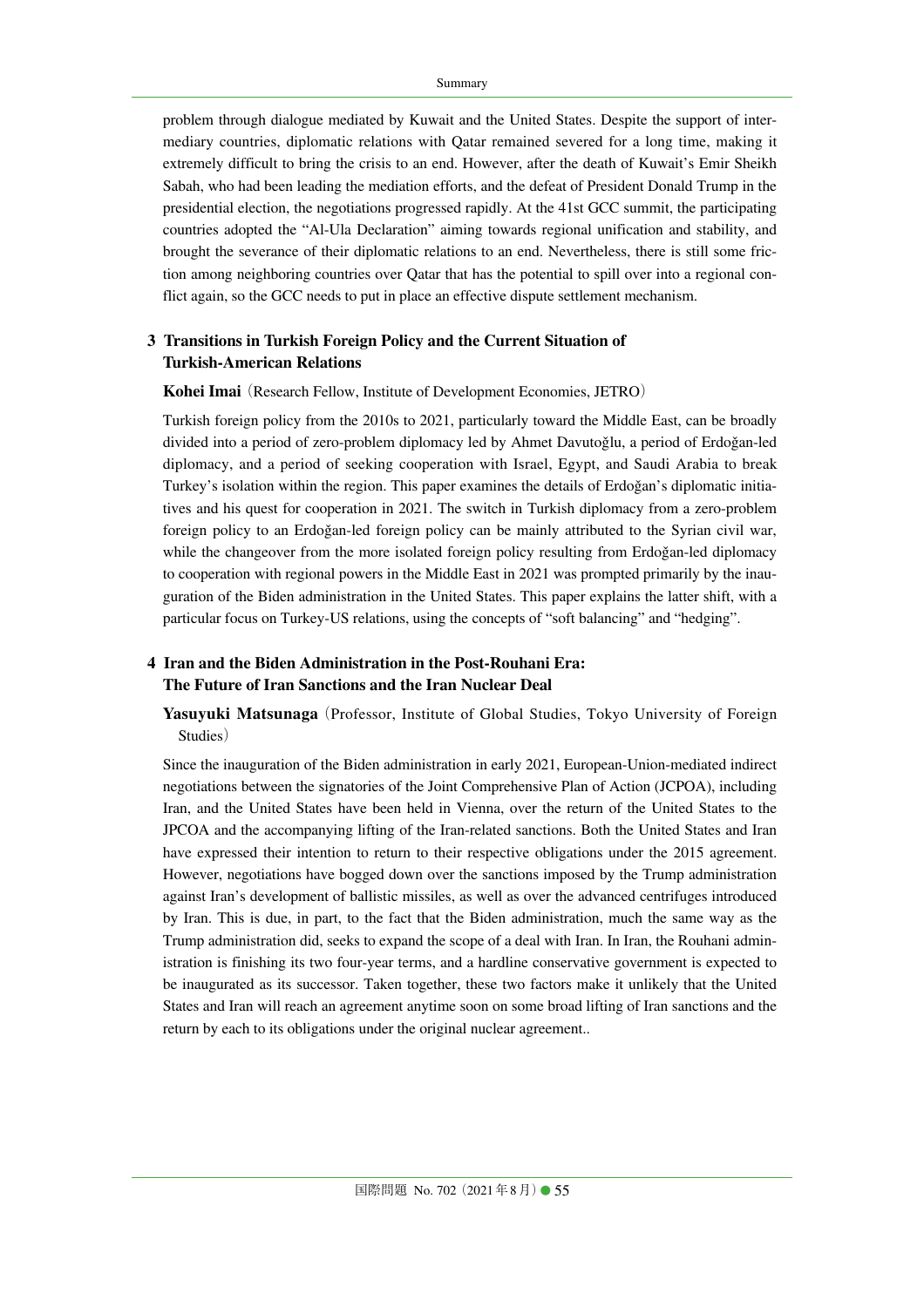problem through dialogue mediated by Kuwait and the United States. Despite the support of intermediary countries, diplomatic relations with Qatar remained severed for a long time, making it extremely difficult to bring the crisis to an end. However, after the death of Kuwait's Emir Sheikh Sabah, who had been leading the mediation efforts, and the defeat of President Donald Trump in the presidential election, the negotiations progressed rapidly. At the 41st GCC summit, the participating countries adopted the "Al-Ula Declaration" aiming towards regional unification and stability, and brought the severance of their diplomatic relations to an end. Nevertheless, there is still some friction among neighboring countries over Qatar that has the potential to spill over into a regional conflict again, so the GCC needs to put in place an effective dispute settlement mechanism.

### 3 Transitions in Turkish Foreign Policy and the Current Situation of Turkish-American Relations

**Kohei Imai**（Research Fellow, Institute of Development Economies, JETRO）

Turkish foreign policy from the 2010s to 2021, particularly toward the Middle East, can be broadly divided into a period of zero-problem diplomacy led by Ahmet Davutoğlu, a period of Erdoğan-led diplomacy, and a period of seeking cooperation with Israel, Egypt, and Saudi Arabia to break Turkey's isolation within the region. This paper examines the details of Erdoğan's diplomatic initiatives and his quest for cooperation in 2021. The switch in Turkish diplomacy from a zero-problem foreign policy to an Erdoğan-led foreign policy can be mainly attributed to the Syrian civil war, while the changeover from the more isolated foreign policy resulting from Erdoğan-led diplomacy to cooperation with regional powers in the Middle East in 2021 was prompted primarily by the inauguration of the Biden administration in the United States. This paper explains the latter shift, with a particular focus on Turkey-US relations, using the concepts of "soft balancing" and "hedging".

### 4 Iran and the Biden Administration in the Post-Rouhani Era: The Future of Iran Sanctions and the Iran Nuclear Deal

**Yasuyuki Matsunaga**（Professor, Institute of Global Studies, Tokyo University of Foreign Studies）

Since the inauguration of the Biden administration in early 2021, European-Union-mediated indirect negotiations between the signatories of the Joint Comprehensive Plan of Action (JCPOA), including Iran, and the United States have been held in Vienna, over the return of the United States to the JPCOA and the accompanying lifting of the Iran-related sanctions. Both the United States and Iran have expressed their intention to return to their respective obligations under the 2015 agreement. However, negotiations have bogged down over the sanctions imposed by the Trump administration against Iran's development of ballistic missiles, as well as over the advanced centrifuges introduced by Iran. This is due, in part, to the fact that the Biden administration, much the same way as the Trump administration did, seeks to expand the scope of a deal with Iran. In Iran, the Rouhani administration is finishing its two four-year terms, and a hardline conservative government is expected to be inaugurated as its successor. Taken together, these two factors make it unlikely that the United States and Iran will reach an agreement anytime soon on some broad lifting of Iran sanctions and the return by each to its obligations under the original nuclear agreement..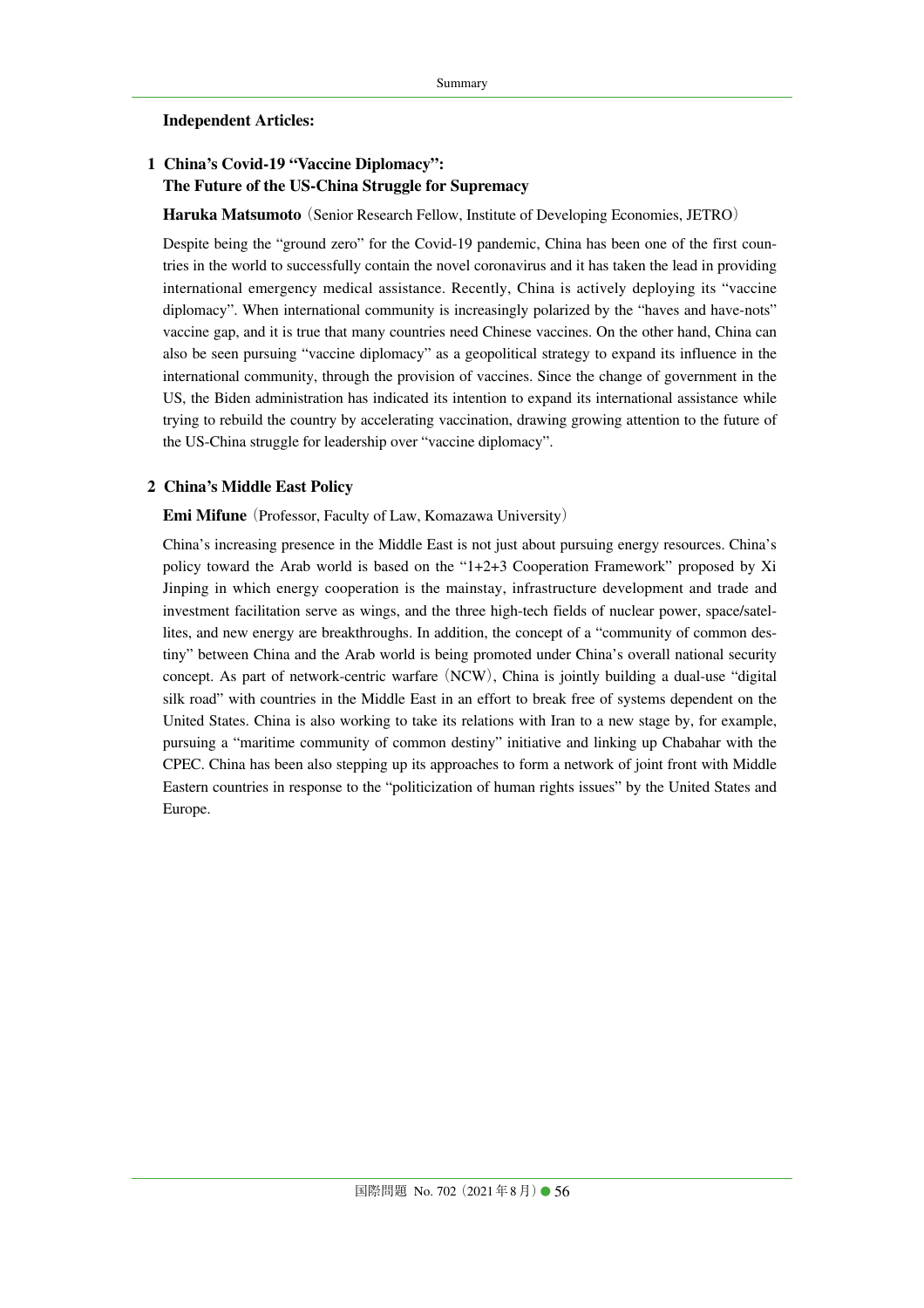**Independent Articles:**

## 1 China's Covid-19 "Vaccine Diplomacy": The Future of the US-China Struggle for Supremacy

**Haruka Matsumoto** (Senior Research Fellow, Institute of Developing Economies, JETRO)

Despite being the "ground zero" for the Covid-19 pandemic, China has been one of the first countries in the world to successfully contain the novel coronavirus and it has taken the lead in providing international emergency medical assistance. Recently, China is actively deploying its "vaccine diplomacy". When international community is increasingly polarized by the "haves and have-nots" vaccine gap, and it is true that many countries need Chinese vaccines. On the other hand, China can also be seen pursuing "vaccine diplomacy" as a geopolitical strategy to expand its influence in the international community, through the provision of vaccines. Since the change of government in the US, the Biden administration has indicated its intention to expand its international assistance while trying to rebuild the country by accelerating vaccination, drawing growing attention to the future of the US-China struggle for leadership over "vaccine diplomacy".

## 2 China's Middle East Policy

**Emi Mifune** (Professor, Faculty of Law, Komazawa University)

China's increasing presence in the Middle East is not just about pursuing energy resources. China's policy toward the Arab world is based on the "1+2+3 Cooperation Framework" proposed by Xi Jinping in which energy cooperation is the mainstay, infrastructure development and trade and investment facilitation serve as wings, and the three high-tech fields of nuclear power, space/satellites, and new energy are breakthroughs. In addition, the concept of a "community of common destiny" between China and the Arab world is being promoted under China's overall national security concept. As part of network-centric warfare (NCW), China is jointly building a dual-use "digital silk road" with countries in the Middle East in an effort to break free of systems dependent on the United States. China is also working to take its relations with Iran to a new stage by, for example, pursuing a "maritime community of common destiny" initiative and linking up Chabahar with the CPEC. China has been also stepping up its approaches to form a network of joint front with Middle Eastern countries in response to the "politicization of human rights issues" by the United States and Europe.